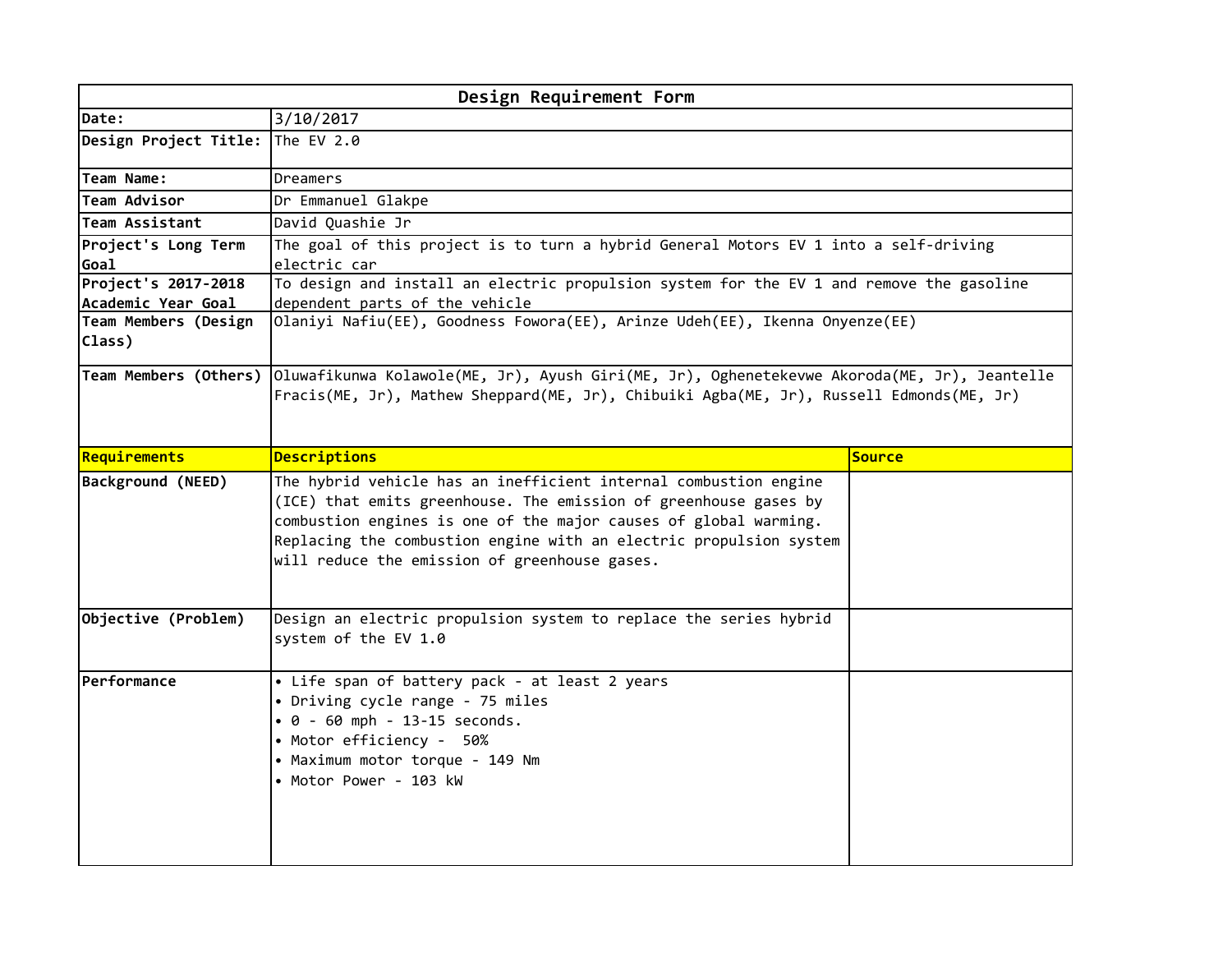| Design Requirement Form | | |
|---|---|---|
| **Date:** | 3/10/2017 | |
| **Design Project Title:** | The EV 2.0 | |
| **Team Name:** | Dreamers | |
| **Team Advisor** | Dr Emmanuel Glakpe | |
| **Team Assistant** | David Quashie Jr | |
| **Project's Long Term Goal** | The goal of this project is to turn a hybrid General Motors EV 1 into a self-driving electric car | |
| **Project's 2017-2018 Academic Year Goal** | To design and install an electric propulsion system for the EV 1 and remove the gasoline dependent parts of the vehicle | |
| **Team Members (Design Class)** | Olaniyi Nafiu(EE), Goodness Fowora(EE), Arinze Udeh(EE), Ikenna Onyenze(EE) | |
| **Team Members (Others)** | Oluwafikunwa Kolawole(ME, Jr), Ayush Giri(ME, Jr), Oghenetekevwe Akoroda(ME, Jr), Jeantelle Fracis(ME, Jr), Mathew Sheppard(ME, Jr), Chibuiki Agba(ME, Jr), Russell Edmonds(ME, Jr) | |
| **Requirements** | **Descriptions** | **Source** |
| **Background (NEED)** | The hybrid vehicle has an inefficient internal combustion engine (ICE) that emits greenhouse. The emission of greenhouse gases by combustion engines is one of the major causes of global warming. Replacing the combustion engine with an electric propulsion system will reduce the emission of greenhouse gases. | |
| **Objective (Problem)** | Design an electric propulsion system to replace the series hybrid system of the EV 1.0 | |
| **Performance** | • Life span of battery pack - at least 2 years<br>• Driving cycle range - 75 miles<br>• 0 - 60 mph - 13-15 seconds.<br>• Motor efficiency - 50%<br>• Maximum motor torque - 149 Nm<br>• Motor Power - 103 kW | |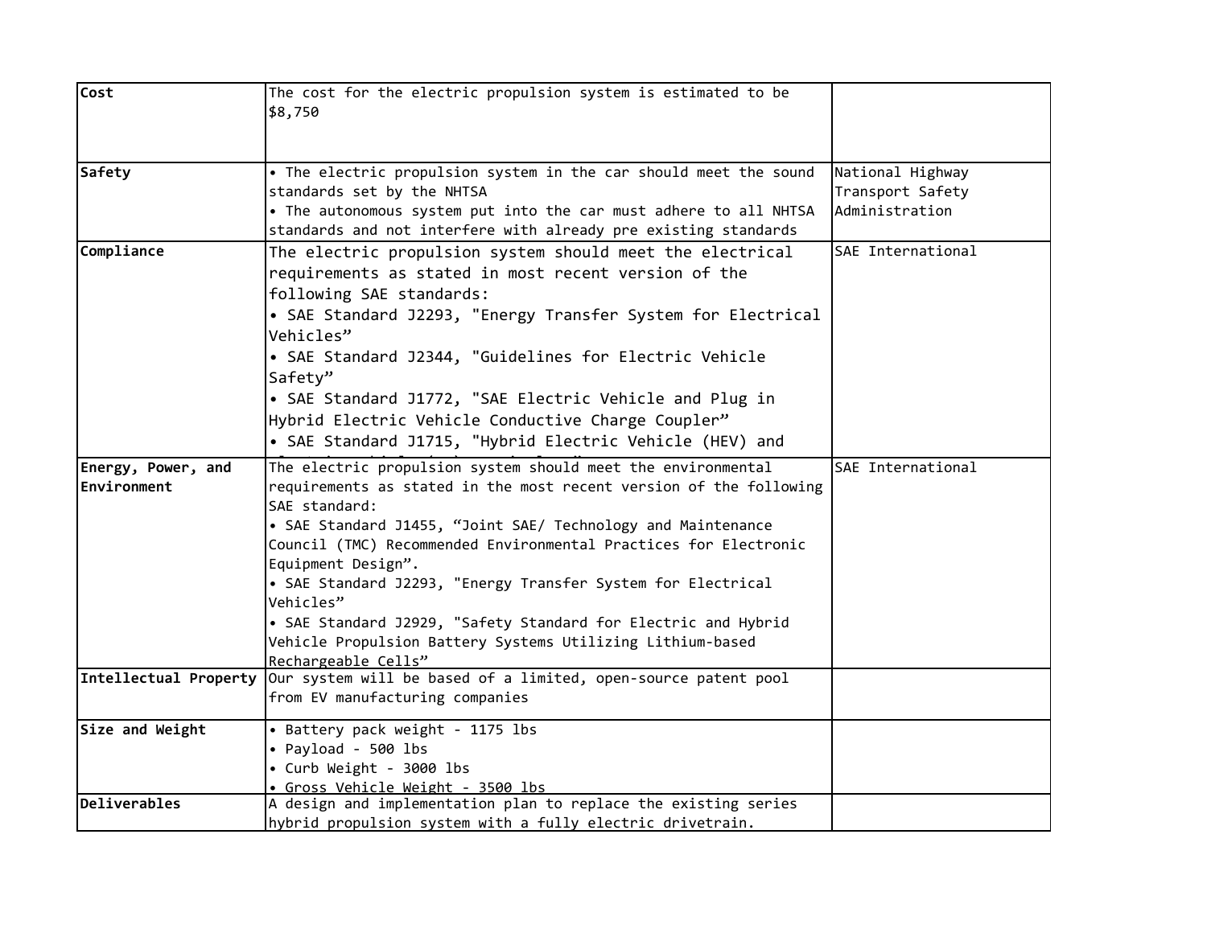| | | |
|---|---|---|
| **Cost** | The cost for the electric propulsion system is estimated to be $8,750 | |
| **Safety** | • The electric propulsion system in the car should meet the sound standards set by the NHTSA<br>• The autonomous system put into the car must adhere to all NHTSA standards and not interfere with already pre existing standards | National Highway Transport Safety Administration |
| **Compliance** | The electric propulsion system should meet the electrical requirements as stated in most recent version of the following SAE standards:<br>• SAE Standard J2293, "Energy Transfer System for Electrical Vehicles"<br>• SAE Standard J2344, "Guidelines for Electric Vehicle Safety"<br>• SAE Standard J1772, "SAE Electric Vehicle and Plug in Hybrid Electric Vehicle Conductive Charge Coupler"<br>• SAE Standard J1715, "Hybrid Electric Vehicle (HEV) and | SAE International |
| **Energy, Power, and Environment** | The electric propulsion system should meet the environmental requirements as stated in the most recent version of the following SAE standard:<br>• SAE Standard J1455, "Joint SAE/ Technology and Maintenance Council (TMC) Recommended Environmental Practices for Electronic Equipment Design".<br>• SAE Standard J2293, "Energy Transfer System for Electrical Vehicles"<br>• SAE Standard J2929, "Safety Standard for Electric and Hybrid Vehicle Propulsion Battery Systems Utilizing Lithium-based Rechargeable Cells" | SAE International |
| **Intellectual Property** | Our system will be based of a limited, open-source patent pool from EV manufacturing companies | |
| **Size and Weight** | • Battery pack weight - 1175 lbs<br>• Payload - 500 lbs<br>• Curb Weight - 3000 lbs<br>• Gross Vehicle Weight - 3500 lbs | |
| **Deliverables** | A design and implementation plan to replace the existing series hybrid propulsion system with a fully electric drivetrain. | |